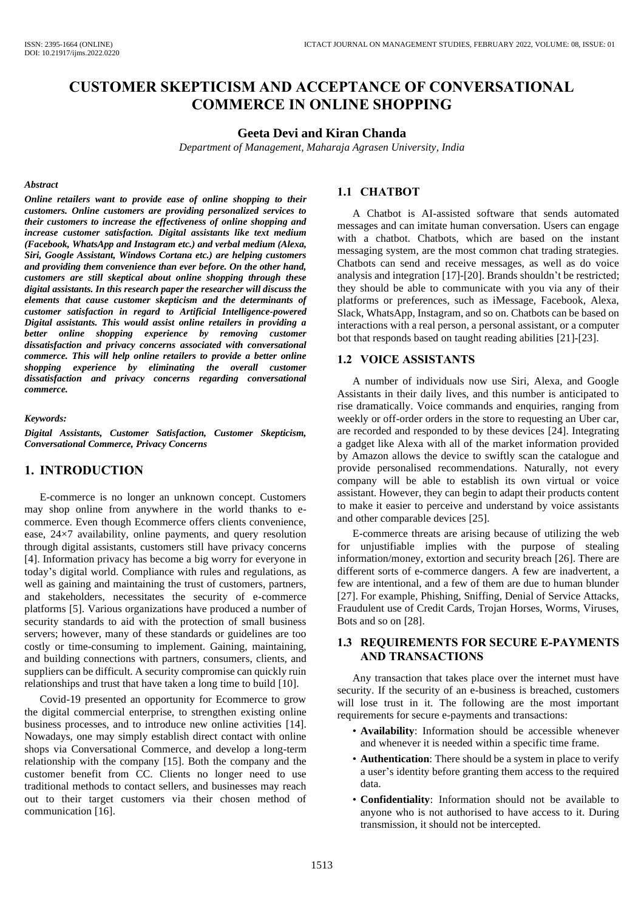# CUSTOMER SKEPTICISM AND ACCEPTANCE OF CONVERSATIONAL COMMERCE IN ONLINE SHOPPING

**Geeta Devi and Kiran Chanda**

*Department of Management, Maharaja Agrasen University, India*

***Abstract***

***Online retailers want to provide ease of online shopping to their customers. Online customers are providing personalized services to their customers to increase the effectiveness of online shopping and increase customer satisfaction. Digital assistants like text medium (Facebook, WhatsApp and Instagram etc.) and verbal medium (Alexa, Siri, Google Assistant, Windows Cortana etc.) are helping customers and providing them convenience than ever before. On the other hand, customers are still skeptical about online shopping through these digital assistants. In this research paper the researcher will discuss the elements that cause customer skepticism and the determinants of customer satisfaction in regard to Artificial Intelligence-powered Digital assistants. This would assist online retailers in providing a better online shopping experience by removing customer dissatisfaction and privacy concerns associated with conversational commerce. This will help online retailers to provide a better online shopping experience by eliminating the overall customer dissatisfaction and privacy concerns regarding conversational commerce.***

***Keywords:***

***Digital Assistants, Customer Satisfaction, Customer Skepticism, Conversational Commerce, Privacy Concerns***

## 1. INTRODUCTION

E-commerce is no longer an unknown concept. Customers may shop online from anywhere in the world thanks to e-commerce. Even though Ecommerce offers clients convenience, ease, 24×7 availability, online payments, and query resolution through digital assistants, customers still have privacy concerns [4]. Information privacy has become a big worry for everyone in today's digital world. Compliance with rules and regulations, as well as gaining and maintaining the trust of customers, partners, and stakeholders, necessitates the security of e-commerce platforms [5]. Various organizations have produced a number of security standards to aid with the protection of small business servers; however, many of these standards or guidelines are too costly or time-consuming to implement. Gaining, maintaining, and building connections with partners, consumers, clients, and suppliers can be difficult. A security compromise can quickly ruin relationships and trust that have taken a long time to build [10].

Covid-19 presented an opportunity for Ecommerce to grow the digital commercial enterprise, to strengthen existing online business processes, and to introduce new online activities [14]. Nowadays, one may simply establish direct contact with online shops via Conversational Commerce, and develop a long-term relationship with the company [15]. Both the company and the customer benefit from CC. Clients no longer need to use traditional methods to contact sellers, and businesses may reach out to their target customers via their chosen method of communication [16].

### 1.1 CHATBOT

A Chatbot is AI-assisted software that sends automated messages and can imitate human conversation. Users can engage with a chatbot. Chatbots, which are based on the instant messaging system, are the most common chat trading strategies. Chatbots can send and receive messages, as well as do voice analysis and integration [17]-[20]. Brands shouldn't be restricted; they should be able to communicate with you via any of their platforms or preferences, such as iMessage, Facebook, Alexa, Slack, WhatsApp, Instagram, and so on. Chatbots can be based on interactions with a real person, a personal assistant, or a computer bot that responds based on taught reading abilities [21]-[23].

### 1.2 VOICE ASSISTANTS

A number of individuals now use Siri, Alexa, and Google Assistants in their daily lives, and this number is anticipated to rise dramatically. Voice commands and enquiries, ranging from weekly or off-order orders in the store to requesting an Uber car, are recorded and responded to by these devices [24]. Integrating a gadget like Alexa with all of the market information provided by Amazon allows the device to swiftly scan the catalogue and provide personalised recommendations. Naturally, not every company will be able to establish its own virtual or voice assistant. However, they can begin to adapt their products content to make it easier to perceive and understand by voice assistants and other comparable devices [25].

E-commerce threats are arising because of utilizing the web for unjustifiable implies with the purpose of stealing information/money, extortion and security breach [26]. There are different sorts of e-commerce dangers. A few are inadvertent, a few are intentional, and a few of them are due to human blunder [27]. For example, Phishing, Sniffing, Denial of Service Attacks, Fraudulent use of Credit Cards, Trojan Horses, Worms, Viruses, Bots and so on [28].

### 1.3 REQUIREMENTS FOR SECURE E-PAYMENTS AND TRANSACTIONS

Any transaction that takes place over the internet must have security. If the security of an e-business is breached, customers will lose trust in it. The following are the most important requirements for secure e-payments and transactions:

- **Availability**: Information should be accessible whenever and whenever it is needed within a specific time frame.
- **Authentication**: There should be a system in place to verify a user's identity before granting them access to the required data.
- **Confidentiality**: Information should not be available to anyone who is not authorised to have access to it. During transmission, it should not be intercepted.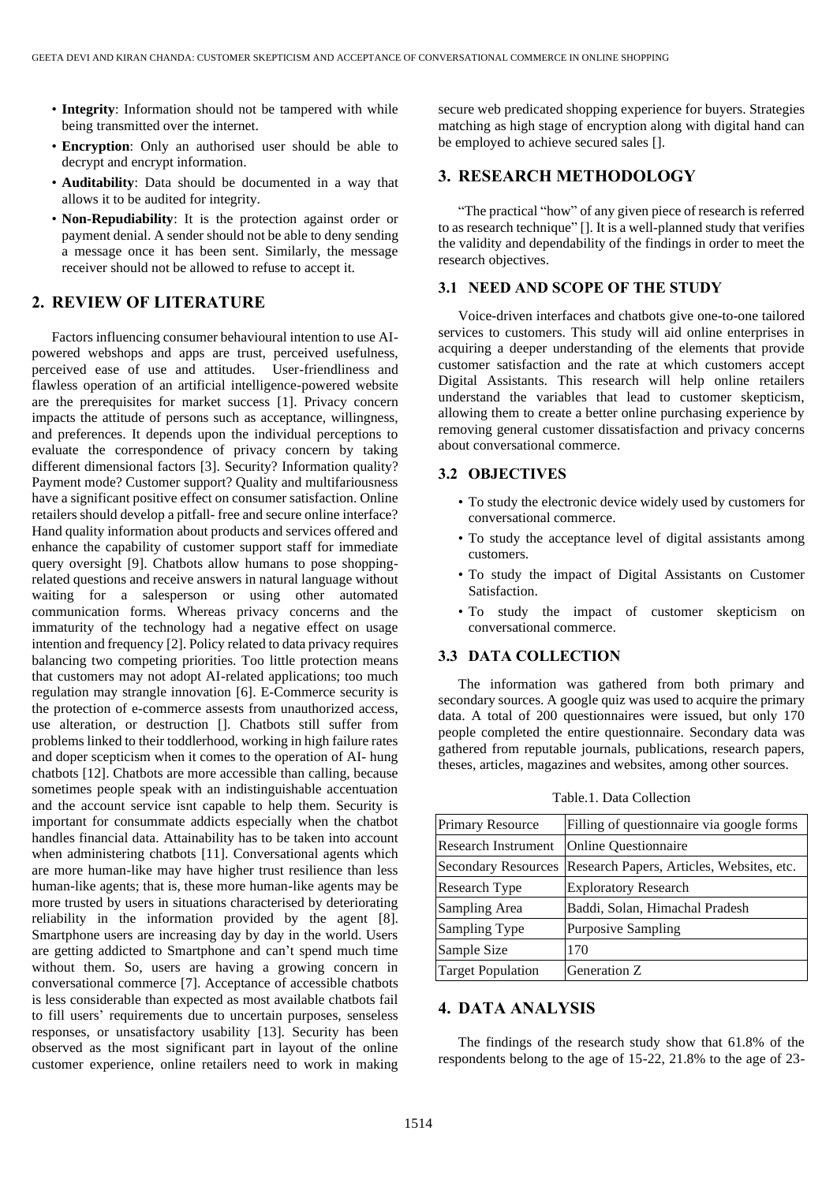- **Integrity**: Information should not be tampered with while being transmitted over the internet.
- **Encryption**: Only an authorised user should be able to decrypt and encrypt information.
- **Auditability**: Data should be documented in a way that allows it to be audited for integrity.
- **Non-Repudiability**: It is the protection against order or payment denial. A sender should not be able to deny sending a message once it has been sent. Similarly, the message receiver should not be allowed to refuse to accept it.

## 2. REVIEW OF LITERATURE

Factors influencing consumer behavioural intention to use AI-powered webshops and apps are trust, perceived usefulness, perceived ease of use and attitudes. User-friendliness and flawless operation of an artificial intelligence-powered website are the prerequisites for market success [1]. Privacy concern impacts the attitude of persons such as acceptance, willingness, and preferences. It depends upon the individual perceptions to evaluate the correspondence of privacy concern by taking different dimensional factors [3]. Security? Information quality? Payment mode? Customer support? Quality and multifariousness have a significant positive effect on consumer satisfaction. Online retailers should develop a pitfall- free and secure online interface? Hand quality information about products and services offered and enhance the capability of customer support staff for immediate query oversight [9]. Chatbots allow humans to pose shopping-related questions and receive answers in natural language without waiting for a salesperson or using other automated communication forms. Whereas privacy concerns and the immaturity of the technology had a negative effect on usage intention and frequency [2]. Policy related to data privacy requires balancing two competing priorities. Too little protection means that customers may not adopt AI-related applications; too much regulation may strangle innovation [6]. E-Commerce security is the protection of e-commerce assests from unauthorized access, use alteration, or destruction []. Chatbots still suffer from problems linked to their toddlerhood, working in high failure rates and doper scepticism when it comes to the operation of AI- hung chatbots [12]. Chatbots are more accessible than calling, because sometimes people speak with an indistinguishable accentuation and the account service isnt capable to help them. Security is important for consummate addicts especially when the chatbot handles financial data. Attainability has to be taken into account when administering chatbots [11]. Conversational agents which are more human-like may have higher trust resilience than less human-like agents; that is, these more human-like agents may be more trusted by users in situations characterised by deteriorating reliability in the information provided by the agent [8]. Smartphone users are increasing day by day in the world. Users are getting addicted to Smartphone and can't spend much time without them. So, users are having a growing concern in conversational commerce [7]. Acceptance of accessible chatbots is less considerable than expected as most available chatbots fail to fill users' requirements due to uncertain purposes, senseless responses, or unsatisfactory usability [13]. Security has been observed as the most significant part in layout of the online customer experience, online retailers need to work in making secure web predicated shopping experience for buyers. Strategies matching as high stage of encryption along with digital hand can be employed to achieve secured sales [].

## 3. RESEARCH METHODOLOGY

"The practical "how" of any given piece of research is referred to as research technique" []. It is a well-planned study that verifies the validity and dependability of the findings in order to meet the research objectives.

### 3.1 NEED AND SCOPE OF THE STUDY

Voice-driven interfaces and chatbots give one-to-one tailored services to customers. This study will aid online enterprises in acquiring a deeper understanding of the elements that provide customer satisfaction and the rate at which customers accept Digital Assistants. This research will help online retailers understand the variables that lead to customer skepticism, allowing them to create a better online purchasing experience by removing general customer dissatisfaction and privacy concerns about conversational commerce.

### 3.2 OBJECTIVES

- To study the electronic device widely used by customers for conversational commerce.
- To study the acceptance level of digital assistants among customers.
- To study the impact of Digital Assistants on Customer Satisfaction.
- To study the impact of customer skepticism on conversational commerce.

### 3.3 DATA COLLECTION

The information was gathered from both primary and secondary sources. A google quiz was used to acquire the primary data. A total of 200 questionnaires were issued, but only 170 people completed the entire questionnaire. Secondary data was gathered from reputable journals, publications, research papers, theses, articles, magazines and websites, among other sources.

Table.1. Data Collection

| Primary Resource | Filling of questionnaire via google forms |
|---|---|
| Research Instrument | Online Questionnaire |
| Secondary Resources | Research Papers, Articles, Websites, etc. |
| Research Type | Exploratory Research |
| Sampling Area | Baddi, Solan, Himachal Pradesh |
| Sampling Type | Purposive Sampling |
| Sample Size | 170 |
| Target Population | Generation Z |

## 4. DATA ANALYSIS

The findings of the research study show that 61.8% of the respondents belong to the age of 15-22, 21.8% to the age of 23-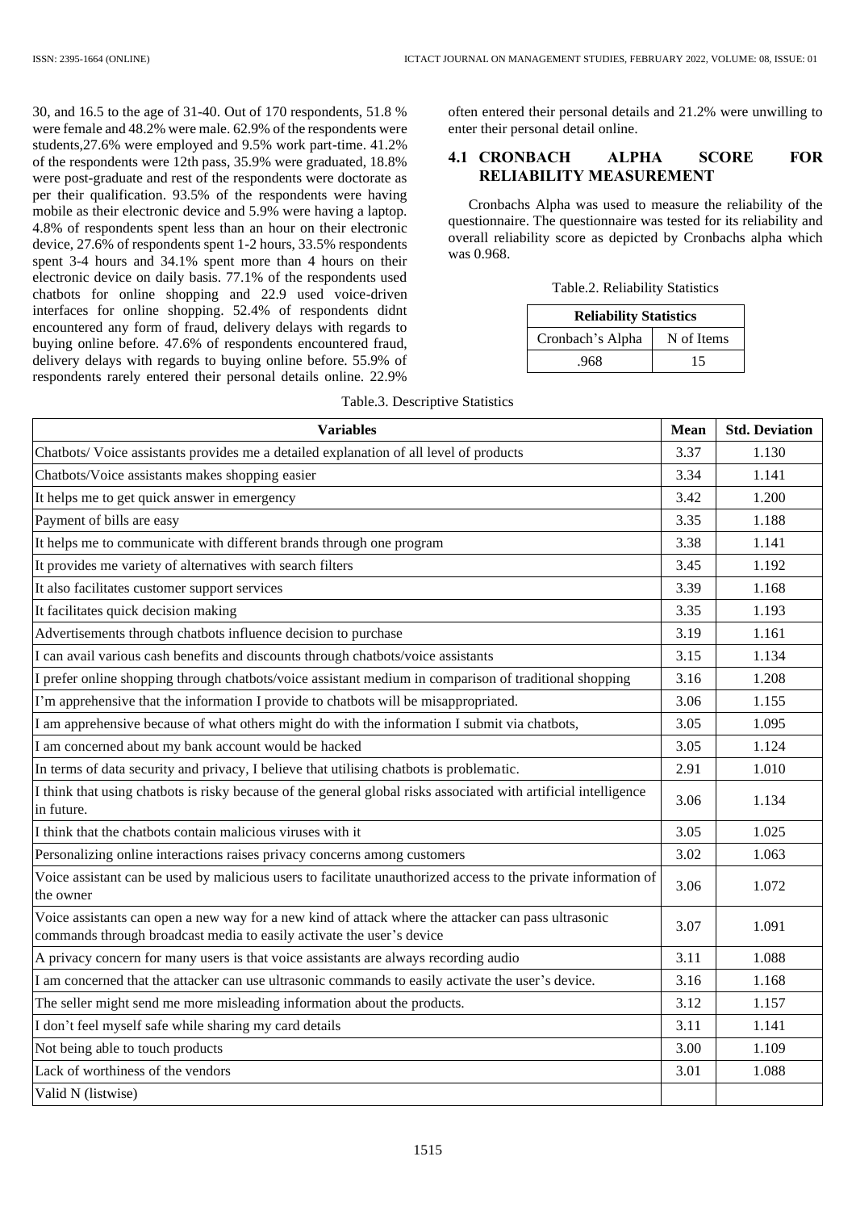30, and 16.5 to the age of 31-40. Out of 170 respondents, 51.8 % were female and 48.2% were male. 62.9% of the respondents were students,27.6% were employed and 9.5% work part-time. 41.2% of the respondents were 12th pass, 35.9% were graduated, 18.8% were post-graduate and rest of the respondents were doctorate as per their qualification. 93.5% of the respondents were having mobile as their electronic device and 5.9% were having a laptop. 4.8% of respondents spent less than an hour on their electronic device, 27.6% of respondents spent 1-2 hours, 33.5% respondents spent 3-4 hours and 34.1% spent more than 4 hours on their electronic device on daily basis. 77.1% of the respondents used chatbots for online shopping and 22.9 used voice-driven interfaces for online shopping. 52.4% of respondents didnt encountered any form of fraud, delivery delays with regards to buying online before. 47.6% of respondents encountered fraud, delivery delays with regards to buying online before. 55.9% of respondents rarely entered their personal details online. 22.9% often entered their personal details and 21.2% were unwilling to enter their personal detail online.

## 4.1 CRONBACH ALPHA SCORE FOR RELIABILITY MEASUREMENT

Cronbachs Alpha was used to measure the reliability of the questionnaire. The questionnaire was tested for its reliability and overall reliability score as depicted by Cronbachs alpha which was 0.968.

Table.2. Reliability Statistics

| Reliability Statistics | |
|---|---|
| Cronbach's Alpha | N of Items |
| .968 | 15 |

Table.3. Descriptive Statistics

| Variables | Mean | Std. Deviation |
|---|---|---|
| Chatbots/ Voice assistants provides me a detailed explanation of all level of products | 3.37 | 1.130 |
| Chatbots/Voice assistants makes shopping easier | 3.34 | 1.141 |
| It helps me to get quick answer in emergency | 3.42 | 1.200 |
| Payment of bills are easy | 3.35 | 1.188 |
| It helps me to communicate with different brands through one program | 3.38 | 1.141 |
| It provides me variety of alternatives with search filters | 3.45 | 1.192 |
| It also facilitates customer support services | 3.39 | 1.168 |
| It facilitates quick decision making | 3.35 | 1.193 |
| Advertisements through chatbots influence decision to purchase | 3.19 | 1.161 |
| I can avail various cash benefits and discounts through chatbots/voice assistants | 3.15 | 1.134 |
| I prefer online shopping through chatbots/voice assistant medium in comparison of traditional shopping | 3.16 | 1.208 |
| I'm apprehensive that the information I provide to chatbots will be misappropriated. | 3.06 | 1.155 |
| I am apprehensive because of what others might do with the information I submit via chatbots, | 3.05 | 1.095 |
| I am concerned about my bank account would be hacked | 3.05 | 1.124 |
| In terms of data security and privacy, I believe that utilising chatbots is problematic. | 2.91 | 1.010 |
| I think that using chatbots is risky because of the general global risks associated with artificial intelligence in future. | 3.06 | 1.134 |
| I think that the chatbots contain malicious viruses with it | 3.05 | 1.025 |
| Personalizing online interactions raises privacy concerns among customers | 3.02 | 1.063 |
| Voice assistant can be used by malicious users to facilitate unauthorized access to the private information of the owner | 3.06 | 1.072 |
| Voice assistants can open a new way for a new kind of attack where the attacker can pass ultrasonic commands through broadcast media to easily activate the user's device | 3.07 | 1.091 |
| A privacy concern for many users is that voice assistants are always recording audio | 3.11 | 1.088 |
| I am concerned that the attacker can use ultrasonic commands to easily activate the user's device. | 3.16 | 1.168 |
| The seller might send me more misleading information about the products. | 3.12 | 1.157 |
| I don't feel myself safe while sharing my card details | 3.11 | 1.141 |
| Not being able to touch products | 3.00 | 1.109 |
| Lack of worthiness of the vendors | 3.01 | 1.088 |
| Valid N (listwise) | | |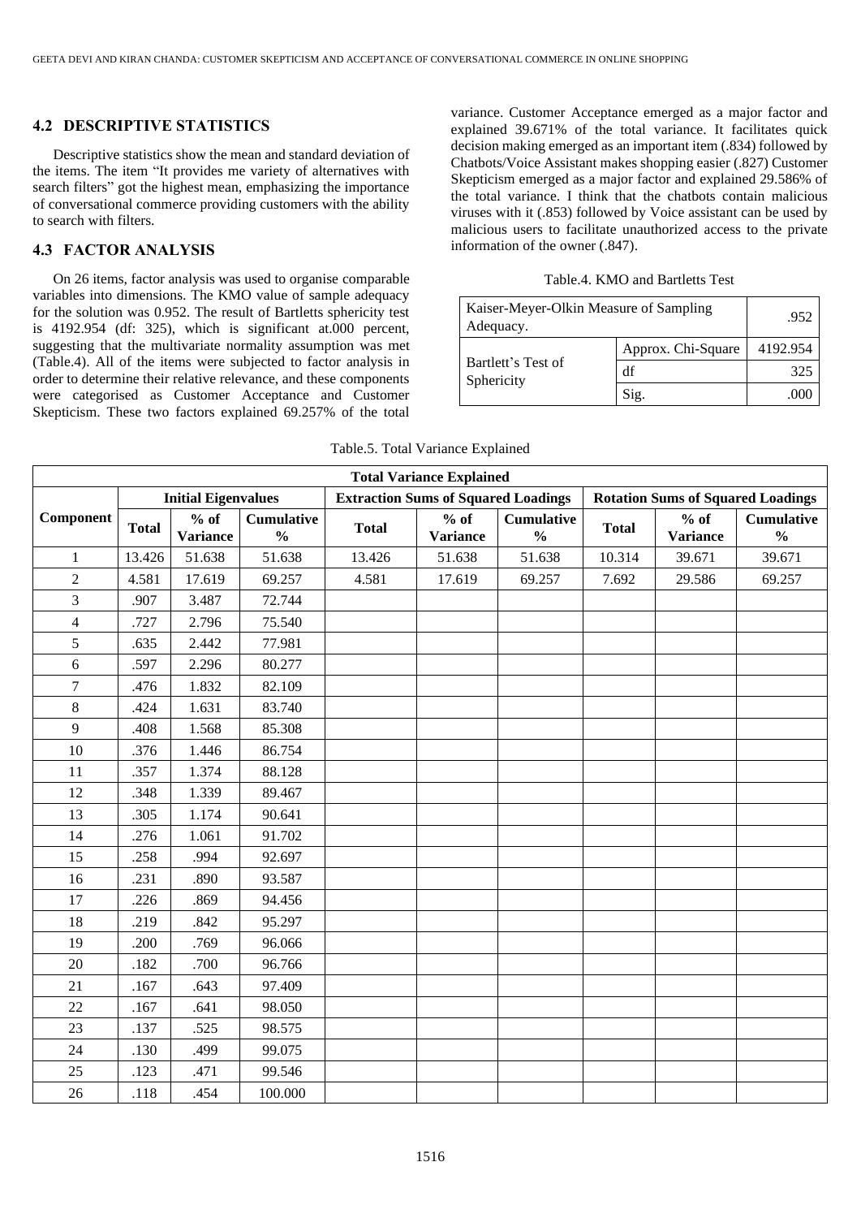## 4.2 DESCRIPTIVE STATISTICS

Descriptive statistics show the mean and standard deviation of the items. The item "It provides me variety of alternatives with search filters" got the highest mean, emphasizing the importance of conversational commerce providing customers with the ability to search with filters.

## 4.3 FACTOR ANALYSIS

On 26 items, factor analysis was used to organise comparable variables into dimensions. The KMO value of sample adequacy for the solution was 0.952. The result of Bartletts sphericity test is 4192.954 (df: 325), which is significant at.000 percent, suggesting that the multivariate normality assumption was met (Table.4). All of the items were subjected to factor analysis in order to determine their relative relevance, and these components were categorised as Customer Acceptance and Customer Skepticism. These two factors explained 69.257% of the total variance. Customer Acceptance emerged as a major factor and explained 39.671% of the total variance. It facilitates quick decision making emerged as an important item (.834) followed by Chatbots/Voice Assistant makes shopping easier (.827) Customer Skepticism emerged as a major factor and explained 29.586% of the total variance. I think that the chatbots contain malicious viruses with it (.853) followed by Voice assistant can be used by malicious users to facilitate unauthorized access to the private information of the owner (.847).

Table.4. KMO and Bartletts Test

| | | |
|---|---|---|
| Kaiser-Meyer-Olkin Measure of Sampling Adequacy. | | .952 |
| Bartlett's Test of Sphericity | Approx. Chi-Square | 4192.954 |
| | df | 325 |
| | Sig. | .000 |

Table.5. Total Variance Explained

| Component | Initial Eigenvalues | | | Extraction Sums of Squared Loadings | | | Rotation Sums of Squared Loadings | | |
|---|---|---|---|---|---|---|---|---|---|
| | Total | % of Variance | Cumulative % | Total | % of Variance | Cumulative % | Total | % of Variance | Cumulative % |
| 1 | 13.426 | 51.638 | 51.638 | 13.426 | 51.638 | 51.638 | 10.314 | 39.671 | 39.671 |
| 2 | 4.581 | 17.619 | 69.257 | 4.581 | 17.619 | 69.257 | 7.692 | 29.586 | 69.257 |
| 3 | .907 | 3.487 | 72.744 | | | | | | |
| 4 | .727 | 2.796 | 75.540 | | | | | | |
| 5 | .635 | 2.442 | 77.981 | | | | | | |
| 6 | .597 | 2.296 | 80.277 | | | | | | |
| 7 | .476 | 1.832 | 82.109 | | | | | | |
| 8 | .424 | 1.631 | 83.740 | | | | | | |
| 9 | .408 | 1.568 | 85.308 | | | | | | |
| 10 | .376 | 1.446 | 86.754 | | | | | | |
| 11 | .357 | 1.374 | 88.128 | | | | | | |
| 12 | .348 | 1.339 | 89.467 | | | | | | |
| 13 | .305 | 1.174 | 90.641 | | | | | | |
| 14 | .276 | 1.061 | 91.702 | | | | | | |
| 15 | .258 | .994 | 92.697 | | | | | | |
| 16 | .231 | .890 | 93.587 | | | | | | |
| 17 | .226 | .869 | 94.456 | | | | | | |
| 18 | .219 | .842 | 95.297 | | | | | | |
| 19 | .200 | .769 | 96.066 | | | | | | |
| 20 | .182 | .700 | 96.766 | | | | | | |
| 21 | .167 | .643 | 97.409 | | | | | | |
| 22 | .167 | .641 | 98.050 | | | | | | |
| 23 | .137 | .525 | 98.575 | | | | | | |
| 24 | .130 | .499 | 99.075 | | | | | | |
| 25 | .123 | .471 | 99.546 | | | | | | |
| 26 | .118 | .454 | 100.000 | | | | | | |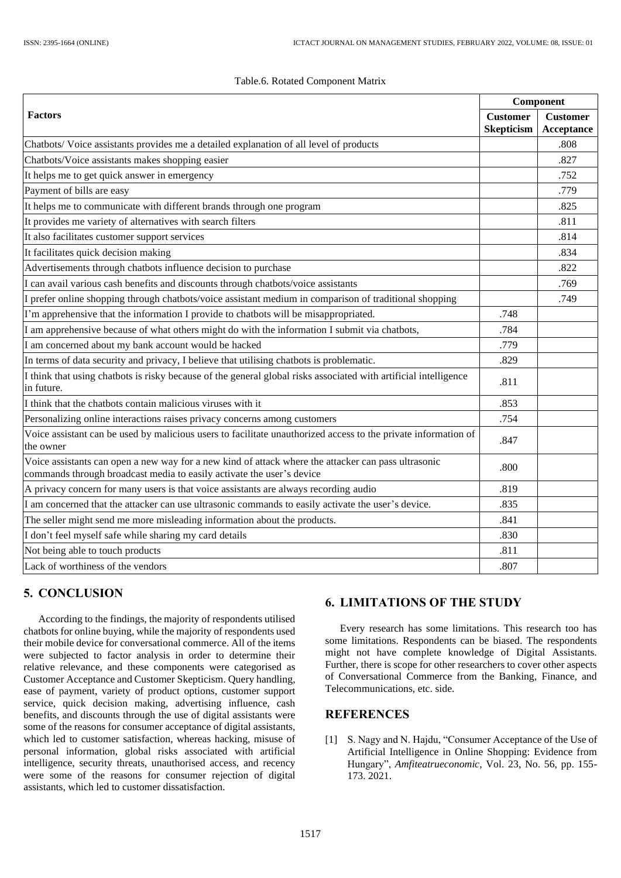Table.6. Rotated Component Matrix

| Factors | Component | |
|---|---|---|
| | Customer Skepticism | Customer Acceptance |
| Chatbots/ Voice assistants provides me a detailed explanation of all level of products | | .808 |
| Chatbots/Voice assistants makes shopping easier | | .827 |
| It helps me to get quick answer in emergency | | .752 |
| Payment of bills are easy | | .779 |
| It helps me to communicate with different brands through one program | | .825 |
| It provides me variety of alternatives with search filters | | .811 |
| It also facilitates customer support services | | .814 |
| It facilitates quick decision making | | .834 |
| Advertisements through chatbots influence decision to purchase | | .822 |
| I can avail various cash benefits and discounts through chatbots/voice assistants | | .769 |
| I prefer online shopping through chatbots/voice assistant medium in comparison of traditional shopping | | .749 |
| I'm apprehensive that the information I provide to chatbots will be misappropriated. | .748 | |
| I am apprehensive because of what others might do with the information I submit via chatbots, | .784 | |
| I am concerned about my bank account would be hacked | .779 | |
| In terms of data security and privacy, I believe that utilising chatbots is problematic. | .829 | |
| I think that using chatbots is risky because of the general global risks associated with artificial intelligence in future. | .811 | |
| I think that the chatbots contain malicious viruses with it | .853 | |
| Personalizing online interactions raises privacy concerns among customers | .754 | |
| Voice assistant can be used by malicious users to facilitate unauthorized access to the private information of the owner | .847 | |
| Voice assistants can open a new way for a new kind of attack where the attacker can pass ultrasonic commands through broadcast media to easily activate the user's device | .800 | |
| A privacy concern for many users is that voice assistants are always recording audio | .819 | |
| I am concerned that the attacker can use ultrasonic commands to easily activate the user's device. | .835 | |
| The seller might send me more misleading information about the products. | .841 | |
| I don't feel myself safe while sharing my card details | .830 | |
| Not being able to touch products | .811 | |
| Lack of worthiness of the vendors | .807 | |

## 5. CONCLUSION

According to the findings, the majority of respondents utilised chatbots for online buying, while the majority of respondents used their mobile device for conversational commerce. All of the items were subjected to factor analysis in order to determine their relative relevance, and these components were categorised as Customer Acceptance and Customer Skepticism. Query handling, ease of payment, variety of product options, customer support service, quick decision making, advertising influence, cash benefits, and discounts through the use of digital assistants were some of the reasons for consumer acceptance of digital assistants, which led to customer satisfaction, whereas hacking, misuse of personal information, global risks associated with artificial intelligence, security threats, unauthorised access, and recency were some of the reasons for consumer rejection of digital assistants, which led to customer dissatisfaction.

## 6. LIMITATIONS OF THE STUDY

Every research has some limitations. This research too has some limitations. Respondents can be biased. The respondents might not have complete knowledge of Digital Assistants. Further, there is scope for other researchers to cover other aspects of Conversational Commerce from the Banking, Finance, and Telecommunications, etc. side.

## REFERENCES

[1] S. Nagy and N. Hajdu, "Consumer Acceptance of the Use of Artificial Intelligence in Online Shopping: Evidence from Hungary", *Amfiteatrueconomic*, Vol. 23, No. 56, pp. 155-173. 2021.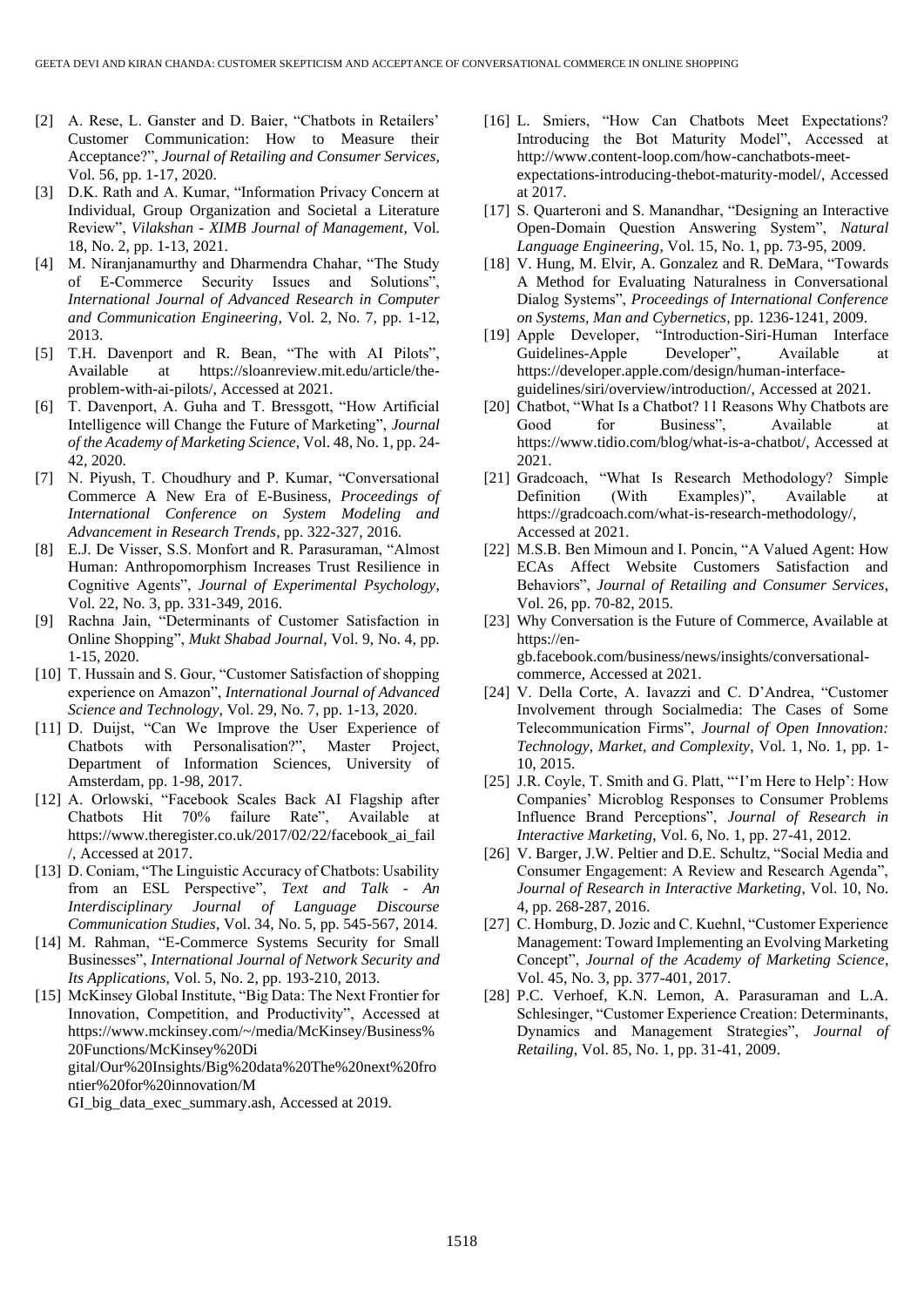[2] A. Rese, L. Ganster and D. Baier, "Chatbots in Retailers' Customer Communication: How to Measure their Acceptance?", *Journal of Retailing and Consumer Services*, Vol. 56, pp. 1-17, 2020.

[3] D.K. Rath and A. Kumar, "Information Privacy Concern at Individual, Group Organization and Societal a Literature Review", *Vilakshan - XIMB Journal of Management*, Vol. 18, No. 2, pp. 1-13, 2021.

[4] M. Niranjanamurthy and Dharmendra Chahar, "The Study of E-Commerce Security Issues and Solutions", *International Journal of Advanced Research in Computer and Communication Engineering*, Vol. 2, No. 7, pp. 1-12, 2013.

[5] T.H. Davenport and R. Bean, "The with AI Pilots", Available at https://sloanreview.mit.edu/article/the-problem-with-ai-pilots/, Accessed at 2021.

[6] T. Davenport, A. Guha and T. Bressgott, "How Artificial Intelligence will Change the Future of Marketing", *Journal of the Academy of Marketing Science*, Vol. 48, No. 1, pp. 24-42, 2020.

[7] N. Piyush, T. Choudhury and P. Kumar, "Conversational Commerce A New Era of E-Business, *Proceedings of International Conference on System Modeling and Advancement in Research Trends*, pp. 322-327, 2016.

[8] E.J. De Visser, S.S. Monfort and R. Parasuraman, "Almost Human: Anthropomorphism Increases Trust Resilience in Cognitive Agents", *Journal of Experimental Psychology*, Vol. 22, No. 3, pp. 331-349, 2016.

[9] Rachna Jain, "Determinants of Customer Satisfaction in Online Shopping", *Mukt Shabad Journal*, Vol. 9, No. 4, pp. 1-15, 2020.

[10] T. Hussain and S. Gour, "Customer Satisfaction of shopping experience on Amazon", *International Journal of Advanced Science and Technology*, Vol. 29, No. 7, pp. 1-13, 2020.

[11] D. Duijst, "Can We Improve the User Experience of Chatbots with Personalisation?", Master Project, Department of Information Sciences, University of Amsterdam, pp. 1-98, 2017.

[12] A. Orlowski, "Facebook Scales Back AI Flagship after Chatbots Hit 70% failure Rate", Available at https://www.theregister.co.uk/2017/02/22/facebook_ai_fail/, Accessed at 2017.

[13] D. Coniam, "The Linguistic Accuracy of Chatbots: Usability from an ESL Perspective", *Text and Talk - An Interdisciplinary Journal of Language Discourse Communication Studies*, Vol. 34, No. 5, pp. 545-567, 2014.

[14] M. Rahman, "E-Commerce Systems Security for Small Businesses", *International Journal of Network Security and Its Applications*, Vol. 5, No. 2, pp. 193-210, 2013.

[15] McKinsey Global Institute, "Big Data: The Next Frontier for Innovation, Competition, and Productivity", Accessed at https://www.mckinsey.com/~/media/McKinsey/Business%20Functions/McKinsey%20Digital/Our%20Insights/Big%20data%20The%20next%20frontier%20for%20innovation/MGI_big_data_exec_summary.ash, Accessed at 2019.

[16] L. Smiers, "How Can Chatbots Meet Expectations? Introducing the Bot Maturity Model", Accessed at http://www.content-loop.com/how-canchatbots-meet-expectations-introducing-thebot-maturity-model/, Accessed at 2017.

[17] S. Quarteroni and S. Manandhar, "Designing an Interactive Open-Domain Question Answering System", *Natural Language Engineering*, Vol. 15, No. 1, pp. 73-95, 2009.

[18] V. Hung, M. Elvir, A. Gonzalez and R. DeMara, "Towards A Method for Evaluating Naturalness in Conversational Dialog Systems", *Proceedings of International Conference on Systems, Man and Cybernetics*, pp. 1236-1241, 2009.

[19] Apple Developer, "Introduction-Siri-Human Interface Guidelines-Apple Developer", Available at https://developer.apple.com/design/human-interface-guidelines/siri/overview/introduction/, Accessed at 2021.

[20] Chatbot, "What Is a Chatbot? 11 Reasons Why Chatbots are Good for Business", Available at https://www.tidio.com/blog/what-is-a-chatbot/, Accessed at 2021.

[21] Gradcoach, "What Is Research Methodology? Simple Definition (With Examples)", Available at https://gradcoach.com/what-is-research-methodology/, Accessed at 2021.

[22] M.S.B. Ben Mimoun and I. Poncin, "A Valued Agent: How ECAs Affect Website Customers Satisfaction and Behaviors", *Journal of Retailing and Consumer Services*, Vol. 26, pp. 70-82, 2015.

[23] Why Conversation is the Future of Commerce, Available at https://en-gb.facebook.com/business/news/insights/conversational-commerce, Accessed at 2021.

[24] V. Della Corte, A. Iavazzi and C. D'Andrea, "Customer Involvement through Socialmedia: The Cases of Some Telecommunication Firms", *Journal of Open Innovation: Technology, Market, and Complexity*, Vol. 1, No. 1, pp. 1-10, 2015.

[25] J.R. Coyle, T. Smith and G. Platt, "'I'm Here to Help': How Companies' Microblog Responses to Consumer Problems Influence Brand Perceptions", *Journal of Research in Interactive Marketing*, Vol. 6, No. 1, pp. 27-41, 2012.

[26] V. Barger, J.W. Peltier and D.E. Schultz, "Social Media and Consumer Engagement: A Review and Research Agenda", *Journal of Research in Interactive Marketing*, Vol. 10, No. 4, pp. 268-287, 2016.

[27] C. Homburg, D. Jozic and C. Kuehnl, "Customer Experience Management: Toward Implementing an Evolving Marketing Concept", *Journal of the Academy of Marketing Science*, Vol. 45, No. 3, pp. 377-401, 2017.

[28] P.C. Verhoef, K.N. Lemon, A. Parasuraman and L.A. Schlesinger, "Customer Experience Creation: Determinants, Dynamics and Management Strategies", *Journal of Retailing*, Vol. 85, No. 1, pp. 31-41, 2009.